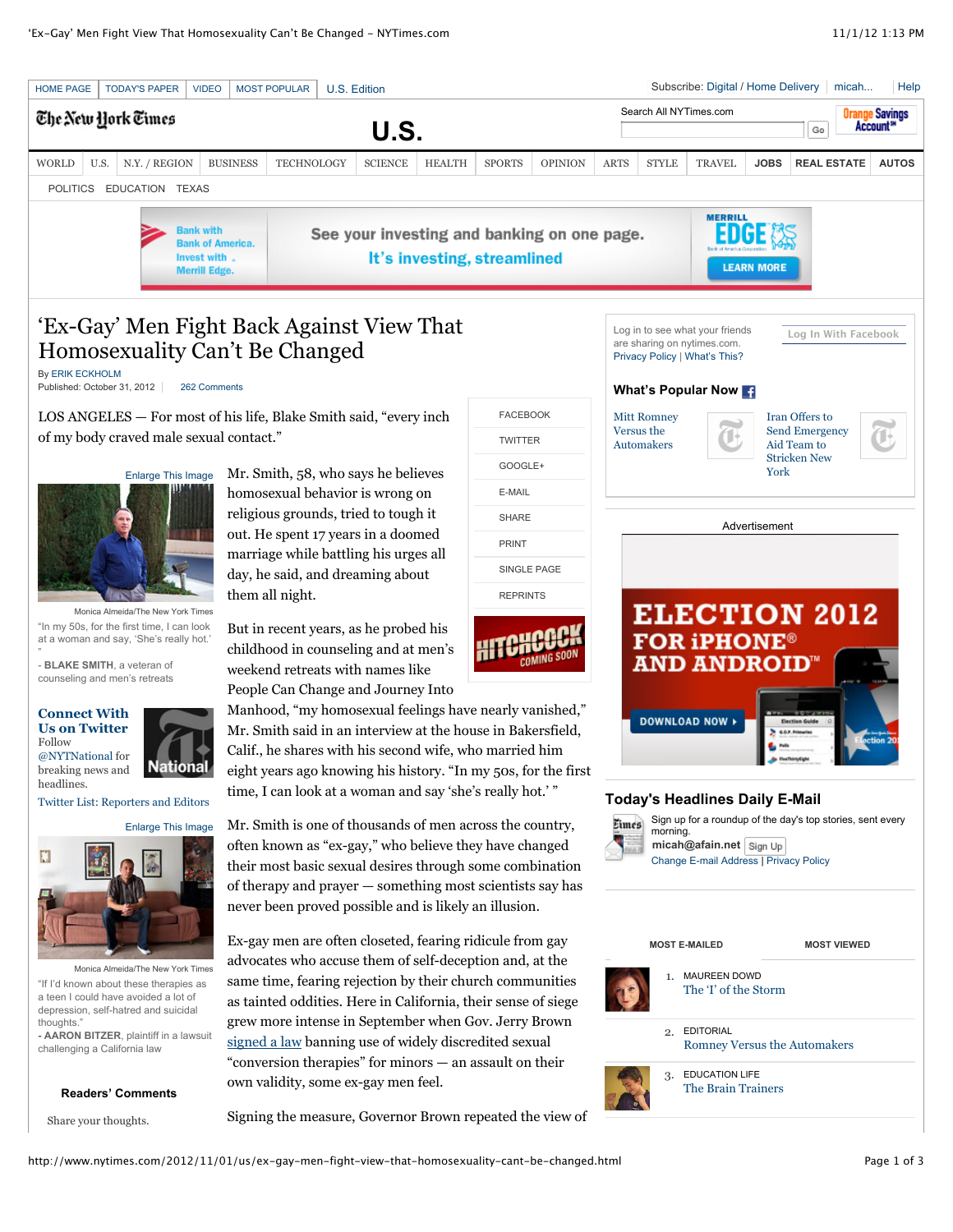# 'Ex-Gay' Men Fight Back Against View That Homosexuality Can't Be Changed

By ERIK ECKHOLM

Published: October 31, 2012

LOS ANGELES — For most of his life, Blake Smith said, "every inch of my body craved male sexual contact."

"In my 50s, for the first time, I can look at a woman and say, 'She's really hot.' "

- **BLAKE SMITH**, a veteran of counseling and men's retreats

Monica Almeida/The New York Times

Mr. Smith, 58, who says he believes homosexual behavior is wrong on religious grounds, tried to tough it out. He spent 17 years in a doomed marriage while battling his urges all day, he said, and dreaming about them all night.

But in recent years, as he probed his childhood in counseling and at men's weekend retreats with names like People Can Change and Journey Into Manhood, "my homosexual feelings have nearly vanished," Mr. Smith said in an interview at the house in Bakersfield, Calif., he shares with his second wife, who married him eight years ago knowing his history. "In my 50s, for the first time, I can look at a woman and say 'she's really hot.' "

Mr. Smith is one of thousands of men across the country, often known as "ex-gay," who believe they have changed their most basic sexual desires through some combination of therapy and prayer — something most scientists say has never been proved possible and is likely an illusion.

"If I'd known about these therapies as a teen I could have avoided a lot of depression, self-hatred and suicidal thoughts."

- **AARON BITZER**, plaintiff in a lawsuit challenging a California law

Monica Almeida/The New York Times

Ex-gay men are often closeted, fearing ridicule from gay advocates who accuse them of self-deception and, at the same time, fearing rejection by their church communities as tainted oddities. Here in California, their sense of siege grew more intense in September when Gov. Jerry Brown signed a law banning use of widely discredited sexual "conversion therapies" for minors — an assault on their own validity, some ex-gay men feel.

Signing the measure, Governor Brown repeated the view of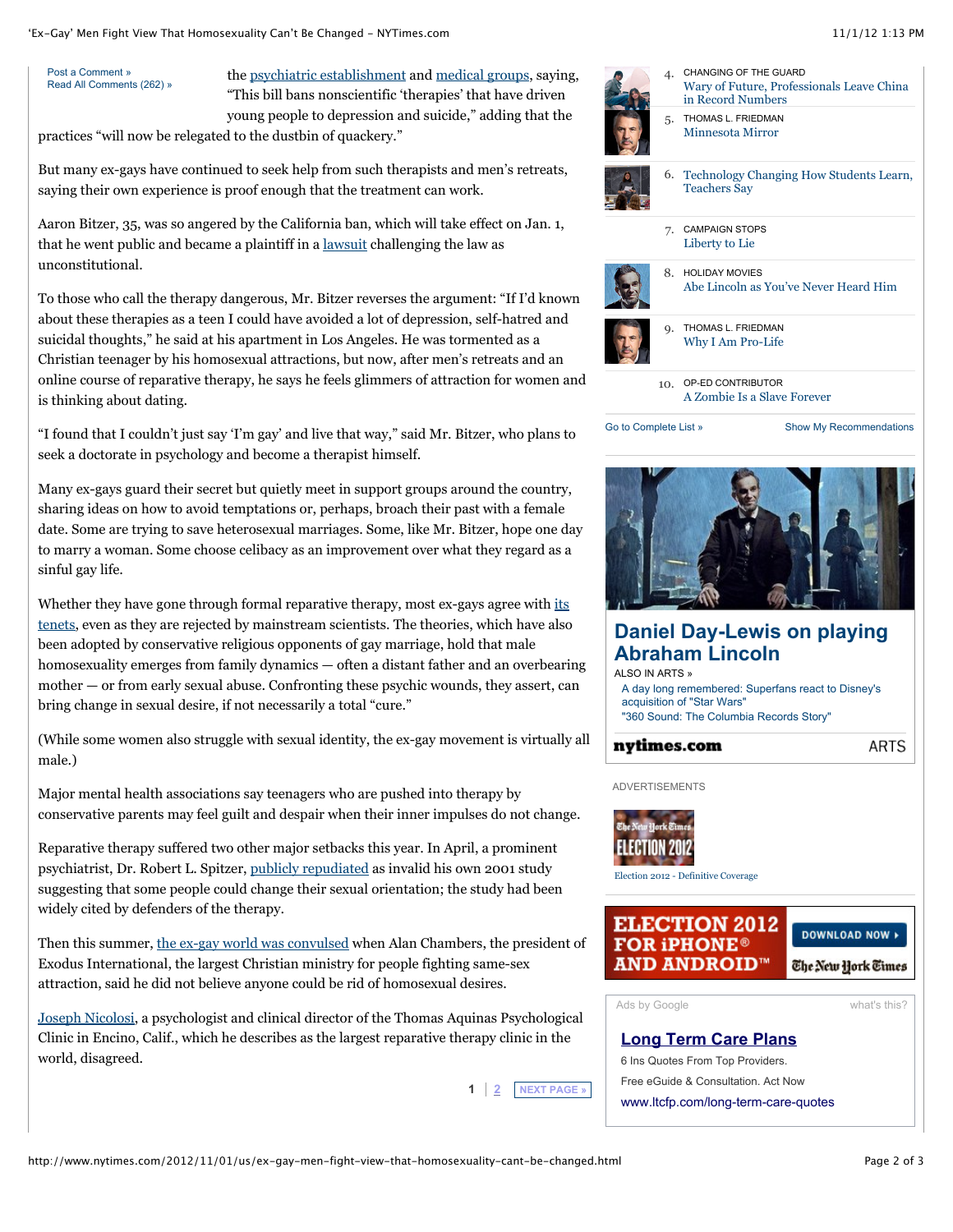the psychiatric establishment and medical groups, saying, "This bill bans nonscientific 'therapies' that have driven young people to depression and suicide," adding that the practices "will now be relegated to the dustbin of quackery."

But many ex-gays have continued to seek help from such therapists and men's retreats, saying their own experience is proof enough that the treatment can work.

Aaron Bitzer, 35, was so angered by the California ban, which will take effect on Jan. 1, that he went public and became a plaintiff in a lawsuit challenging the law as unconstitutional.

To those who call the therapy dangerous, Mr. Bitzer reverses the argument: "If I'd known about these therapies as a teen I could have avoided a lot of depression, self-hatred and suicidal thoughts," he said at his apartment in Los Angeles. He was tormented as a Christian teenager by his homosexual attractions, but now, after men's retreats and an online course of reparative therapy, he says he feels glimmers of attraction for women and is thinking about dating.

"I found that I couldn't just say 'I'm gay' and live that way," said Mr. Bitzer, who plans to seek a doctorate in psychology and become a therapist himself.

Many ex-gays guard their secret but quietly meet in support groups around the country, sharing ideas on how to avoid temptations or, perhaps, broach their past with a female date. Some are trying to save heterosexual marriages. Some, like Mr. Bitzer, hope one day to marry a woman. Some choose celibacy as an improvement over what they regard as a sinful gay life.

Whether they have gone through formal reparative therapy, most ex-gays agree with its tenets, even as they are rejected by mainstream scientists. The theories, which have also been adopted by conservative religious opponents of gay marriage, hold that male homosexuality emerges from family dynamics — often a distant father and an overbearing mother — or from early sexual abuse. Confronting these psychic wounds, they assert, can bring change in sexual desire, if not necessarily a total "cure."

(While some women also struggle with sexual identity, the ex-gay movement is virtually all male.)

Major mental health associations say teenagers who are pushed into therapy by conservative parents may feel guilt and despair when their inner impulses do not change.

Reparative therapy suffered two other major setbacks this year. In April, a prominent psychiatrist, Dr. Robert L. Spitzer, publicly repudiated as invalid his own 2001 study suggesting that some people could change their sexual orientation; the study had been widely cited by defenders of the therapy.

Then this summer, the ex-gay world was convulsed when Alan Chambers, the president of Exodus International, the largest Christian ministry for people fighting same-sex attraction, said he did not believe anyone could be rid of homosexual desires.

Joseph Nicolosi, a psychologist and clinical director of the Thomas Aquinas Psychological Clinic in Encino, Calif., which he describes as the largest reparative therapy clinic in the world, disagreed.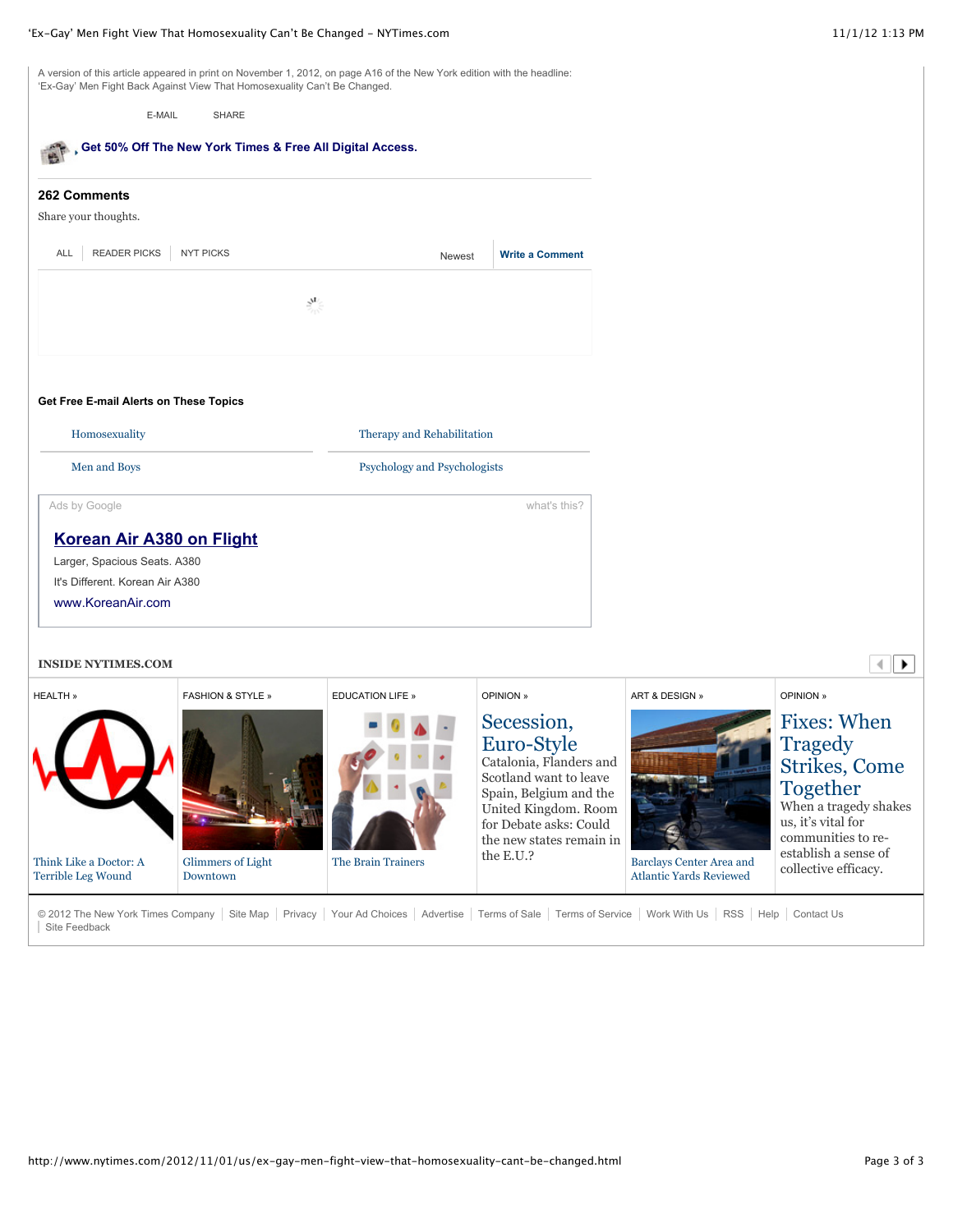A version of this article appeared in print on November 1, 2012, on page A16 of the New York edition with the headline: 'Ex-Gay' Men Fight Back Against View That Homosexuality Can't Be Changed.

E-MAIL SHARE

**Get 50% Off The New York Times & Free All Digital Access.**

## 262 Comments

Share your thoughts.

ALL | READER PICKS | NYT PICKS | Newest | **Write a Comment**

### Get Free E-mail Alerts on These Topics

- Homosexuality
- Therapy and Rehabilitation
- Men and Boys
- Psychology and Psychologists

Ads by Google what's this?

**Korean Air A380 on Flight**

Larger, Spacious Seats. A380

It's Different. Korean Air A380

www.KoreanAir.com

### INSIDE NYTIMES.COM

HEALTH »

Think Like a Doctor: A Terrible Leg Wound

FASHION & STYLE »

Glimmers of Light Downtown

EDUCATION LIFE »

The Brain Trainers

OPINION »

**Secession, Euro-Style**

Catalonia, Flanders and Scotland want to leave Spain, Belgium and the United Kingdom. Room for Debate asks: Could the new states remain in the E.U.?

ART & DESIGN »

Barclays Center Area and Atlantic Yards Reviewed

OPINION »

**Fixes: When Tragedy Strikes, Come Together**

When a tragedy shakes us, it's vital for communities to re-establish a sense of collective efficacy.

© 2012 The New York Times Company | Site Map | Privacy | Your Ad Choices | Advertise | Terms of Sale | Terms of Service | Work With Us | RSS | Help | Contact Us | Site Feedback